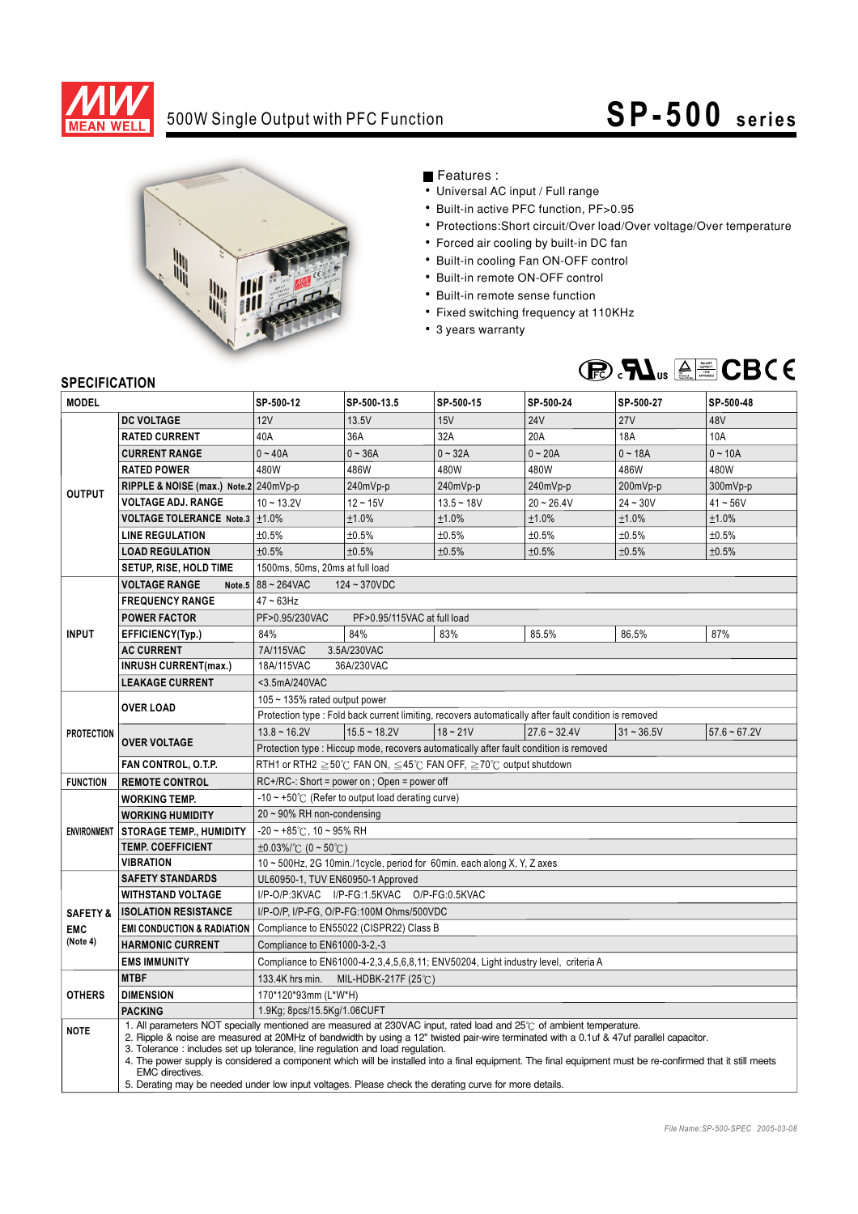# 500W Single Output with PFC Function

# SP-500 series

■ Features :

- Universal AC input / Full range
- Built-in active PFC function, PF>0.95
- Protections:Short circuit/Over load/Over voltage/Over temperature
- Forced air cooling by built-in DC fan
- Built-in cooling Fan ON-OFF control
- Built-in remote ON-OFF control
- Built-in remote sense function
- Fixed switching frequency at 110KHz
- 3 years warranty

## SPECIFICATION

| MODEL | | SP-500-12 | SP-500-13.5 | SP-500-15 | SP-500-24 | SP-500-27 | SP-500-48 |
|---|---|---|---|---|---|---|---|
| OUTPUT | DC VOLTAGE | 12V | 13.5V | 15V | 24V | 27V | 48V |
| | RATED CURRENT | 40A | 36A | 32A | 20A | 18A | 10A |
| | CURRENT RANGE | 0 ~ 40A | 0 ~ 36A | 0 ~ 32A | 0 ~ 20A | 0 ~ 18A | 0 ~ 10A |
| | RATED POWER | 480W | 486W | 480W | 480W | 486W | 480W |
| | RIPPLE & NOISE (max.) Note.2 | 240mVp-p | 240mVp-p | 240mVp-p | 240mVp-p | 200mVp-p | 300mVp-p |
| | VOLTAGE ADJ. RANGE | 10 ~ 13.2V | 12 ~ 15V | 13.5 ~ 18V | 20 ~ 26.4V | 24 ~ 30V | 41 ~ 56V |
| | VOLTAGE TOLERANCE Note.3 | ±1.0% | ±1.0% | ±1.0% | ±1.0% | ±1.0% | ±1.0% |
| | LINE REGULATION | ±0.5% | ±0.5% | ±0.5% | ±0.5% | ±0.5% | ±0.5% |
| | LOAD REGULATION | ±0.5% | ±0.5% | ±0.5% | ±0.5% | ±0.5% | ±0.5% |
| | SETUP, RISE, HOLD TIME | 1500ms, 50ms, 20ms at full load | | | | | |
| INPUT | VOLTAGE RANGE Note.5 | 88 ~ 264VAC 124 ~ 370VDC | | | | | |
| | FREQUENCY RANGE | 47 ~ 63Hz | | | | | |
| | POWER FACTOR | PF>0.95/230VAC PF>0.95/115VAC at full load | | | | | |
| | EFFICIENCY(Typ.) | 84% | 84% | 83% | 85.5% | 86.5% | 87% |
| | AC CURRENT | 7A/115VAC 3.5A/230VAC | | | | | |
| | INRUSH CURRENT(max.) | 18A/115VAC 36A/230VAC | | | | | |
| | LEAKAGE CURRENT | <3.5mA/240VAC | | | | | |
| PROTECTION | OVER LOAD | 105 ~ 135% rated output power | | | | | |
| | | Protection type : Fold back current limiting, recovers automatically after fault condition is removed | | | | | |
| | OVER VOLTAGE | 13.8 ~ 16.2V | 15.5 ~ 18.2V | 18 ~ 21V | 27.6 ~ 32.4V | 31 ~ 36.5V | 57.6 ~ 67.2V |
| | | Protection type : Hiccup mode, recovers automatically after fault condition is removed | | | | | |
| | FAN CONTROL, O.T.P. | RTH1 or RTH2 ≧50℃ FAN ON, ≦45℃ FAN OFF, ≧70℃ output shutdown | | | | | |
| FUNCTION | REMOTE CONTROL | RC+/RC-: Short = power on ; Open = power off | | | | | |
| ENVIRONMENT | WORKING TEMP. | -10 ~ +50℃ (Refer to output load derating curve) | | | | | |
| | WORKING HUMIDITY | 20 ~ 90% RH non-condensing | | | | | |
| | STORAGE TEMP., HUMIDITY | -20 ~ +85℃, 10 ~ 95% RH | | | | | |
| | TEMP. COEFFICIENT | ±0.03%/℃ (0 ~ 50℃) | | | | | |
| | VIBRATION | 10 ~ 500Hz, 2G 10min./1cycle, period for 60min. each along X, Y, Z axes | | | | | |
| SAFETY & EMC (Note 4) | SAFETY STANDARDS | UL60950-1, TUV EN60950-1 Approved | | | | | |
| | WITHSTAND VOLTAGE | I/P-O/P:3KVAC I/P-FG:1.5KVAC O/P-FG:0.5KVAC | | | | | |
| | ISOLATION RESISTANCE | I/P-O/P, I/P-FG, O/P-FG:100M Ohms/500VDC | | | | | |
| | EMI CONDUCTION & RADIATION | Compliance to EN55022 (CISPR22) Class B | | | | | |
| | HARMONIC CURRENT | Compliance to EN61000-3-2,-3 | | | | | |
| | EMS IMMUNITY | Compliance to EN61000-4-2,3,4,5,6,8,11; ENV50204, Light industry level, criteria A | | | | | |
| OTHERS | MTBF | 133.4K hrs min. MIL-HDBK-217F (25℃) | | | | | |
| | DIMENSION | 170*120*93mm (L*W*H) | | | | | |
| | PACKING | 1.9Kg; 8pcs/15.5Kg/1.06CUFT | | | | | |

**NOTE**

1. All parameters NOT specially mentioned are measured at 230VAC input, rated load and 25℃ of ambient temperature.
2. Ripple & noise are measured at 20MHz of bandwidth by using a 12" twisted pair-wire terminated with a 0.1uf & 47uf parallel capacitor.
3. Tolerance : includes set up tolerance, line regulation and load regulation.
4. The power supply is considered a component which will be installed into a final equipment. The final equipment must be re-confirmed that it still meets EMC directives.
5. Derating may be needed under low input voltages. Please check the derating curve for more details.

*File Name:SP-500-SPEC 2005-03-08*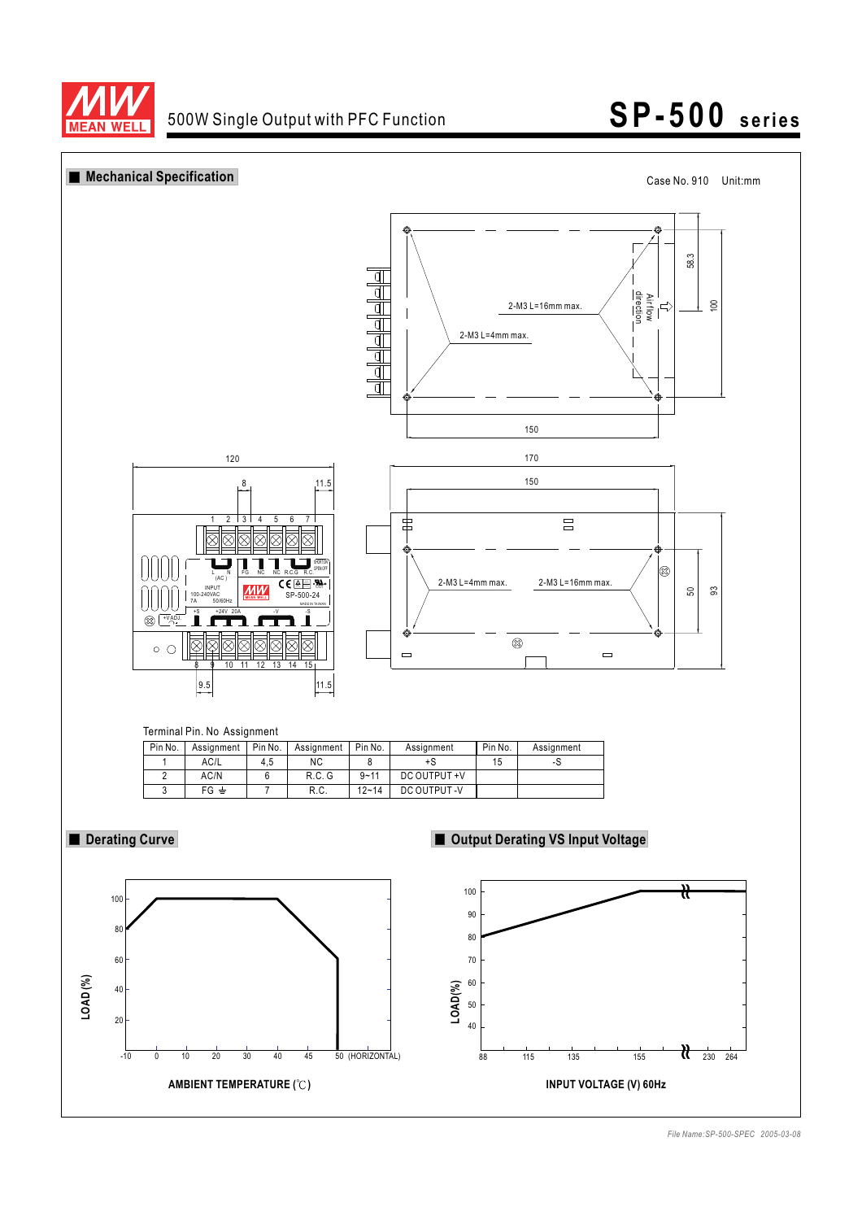## Mechanical Specification

Case No. 910　Unit:mm

2-M3 L=16mm max.
2-M3 L=4mm max.
Air flow direction
58.3
100
150
170
150
120
8
11.5
1 2 3 4 5 6 7
8 9 10 11 12 13 14 15
9.5
11.5
2-M3 L=4mm max.
2-M3 L=16mm max.
50
93

Terminal Pin. No Assignment

| Pin No. | Assignment | Pin No. | Assignment | Pin No. | Assignment | Pin No. | Assignment |
|---|---|---|---|---|---|---|---|
| 1 | AC/L | 4,5 | NC | 8 | +S | 15 | -S |
| 2 | AC/N | 6 | R.C. G | 9~11 | DC OUTPUT +V | | |
| 3 | FG ⏚ | 7 | R.C. | 12~14 | DC OUTPUT -V | | |

## Derating Curve

LOAD (%)
100
80
60
40
20
-10 0 10 20 30 40 45 50 (HORIZONTAL)
AMBIENT TEMPERATURE (℃)

## Output Derating VS Input Voltage

LOAD(%)
100
90
80
70
60
50
40
88 115 135 155 230 264
INPUT VOLTAGE (V) 60Hz

*File Name:SP-500-SPEC 2005-03-08*